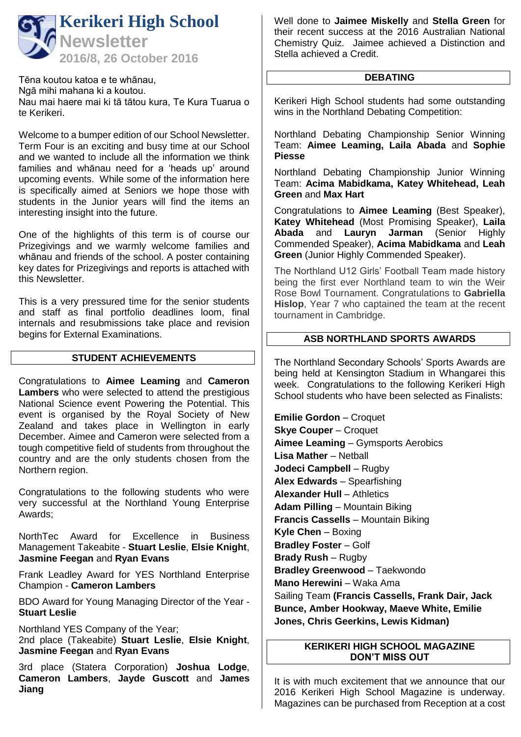# Kerikeri High School Newsletter

**2016/8, 26 October 2016**

Tēna koutou katoa e te whānau,
Ngā mihi mahana ki a koutou.
Nau mai haere mai ki tā tātou kura, Te Kura Tuarua o te Kerikeri.

Welcome to a bumper edition of our School Newsletter. Term Four is an exciting and busy time at our School and we wanted to include all the information we think families and whānau need for a 'heads up' around upcoming events. While some of the information here is specifically aimed at Seniors we hope those with students in the Junior years will find the items an interesting insight into the future.

One of the highlights of this term is of course our Prizegivings and we warmly welcome families and whānau and friends of the school. A poster containing key dates for Prizegivings and reports is attached with this Newsletter.

This is a very pressured time for the senior students and staff as final portfolio deadlines loom, final internals and resubmissions take place and revision begins for External Examinations.

## STUDENT ACHIEVEMENTS

Congratulations to **Aimee Leaming** and **Cameron Lambers** who were selected to attend the prestigious National Science event Powering the Potential. This event is organised by the Royal Society of New Zealand and takes place in Wellington in early December. Aimee and Cameron were selected from a tough competitive field of students from throughout the country and are the only students chosen from the Northern region.

Congratulations to the following students who were very successful at the Northland Young Enterprise Awards;

NorthTec Award for Excellence in Business Management Takeabite - **Stuart Leslie**, **Elsie Knight**, **Jasmine Feegan** and **Ryan Evans**

Frank Leadley Award for YES Northland Enterprise Champion - **Cameron Lambers**

BDO Award for Young Managing Director of the Year - **Stuart Leslie**

Northland YES Company of the Year;
2nd place (Takeabite) **Stuart Leslie**, **Elsie Knight**, **Jasmine Feegan** and **Ryan Evans**

3rd place (Statera Corporation) **Joshua Lodge**, **Cameron Lambers**, **Jayde Guscott** and **James Jiang**

Well done to **Jaimee Miskelly** and **Stella Green** for their recent success at the 2016 Australian National Chemistry Quiz. Jaimee achieved a Distinction and Stella achieved a Credit.

## DEBATING

Kerikeri High School students had some outstanding wins in the Northland Debating Competition:

Northland Debating Championship Senior Winning Team: **Aimee Leaming, Laila Abada** and **Sophie Piesse**

Northland Debating Championship Junior Winning Team: **Acima Mabidkama, Katey Whitehead, Leah Green** and **Max Hart**

Congratulations to **Aimee Leaming** (Best Speaker), **Katey Whitehead** (Most Promising Speaker), **Laila Abada** and **Lauryn Jarman** (Senior Highly Commended Speaker), **Acima Mabidkama** and **Leah Green** (Junior Highly Commended Speaker).

The Northland U12 Girls' Football Team made history being the first ever Northland team to win the Weir Rose Bowl Tournament. Congratulations to **Gabriella Hislop**, Year 7 who captained the team at the recent tournament in Cambridge.

## ASB NORTHLAND SPORTS AWARDS

The Northland Secondary Schools' Sports Awards are being held at Kensington Stadium in Whangarei this week. Congratulations to the following Kerikeri High School students who have been selected as Finalists:

**Emilie Gordon** – Croquet
**Skye Couper** – Croquet
**Aimee Leaming** – Gymsports Aerobics
**Lisa Mather** – Netball
**Jodeci Campbell** – Rugby
**Alex Edwards** – Spearfishing
**Alexander Hull** – Athletics
**Adam Pilling** – Mountain Biking
**Francis Cassells** – Mountain Biking
**Kyle Chen** – Boxing
**Bradley Foster** – Golf
**Brady Rush** – Rugby
**Bradley Greenwood** – Taekwondo
**Mano Herewini** – Waka Ama
Sailing Team **(Francis Cassells, Frank Dair, Jack Bunce, Amber Hookway, Maeve White, Emilie Jones, Chris Geerkins, Lewis Kidman)**

## KERIKERI HIGH SCHOOL MAGAZINE DON'T MISS OUT

It is with much excitement that we announce that our 2016 Kerikeri High School Magazine is underway. Magazines can be purchased from Reception at a cost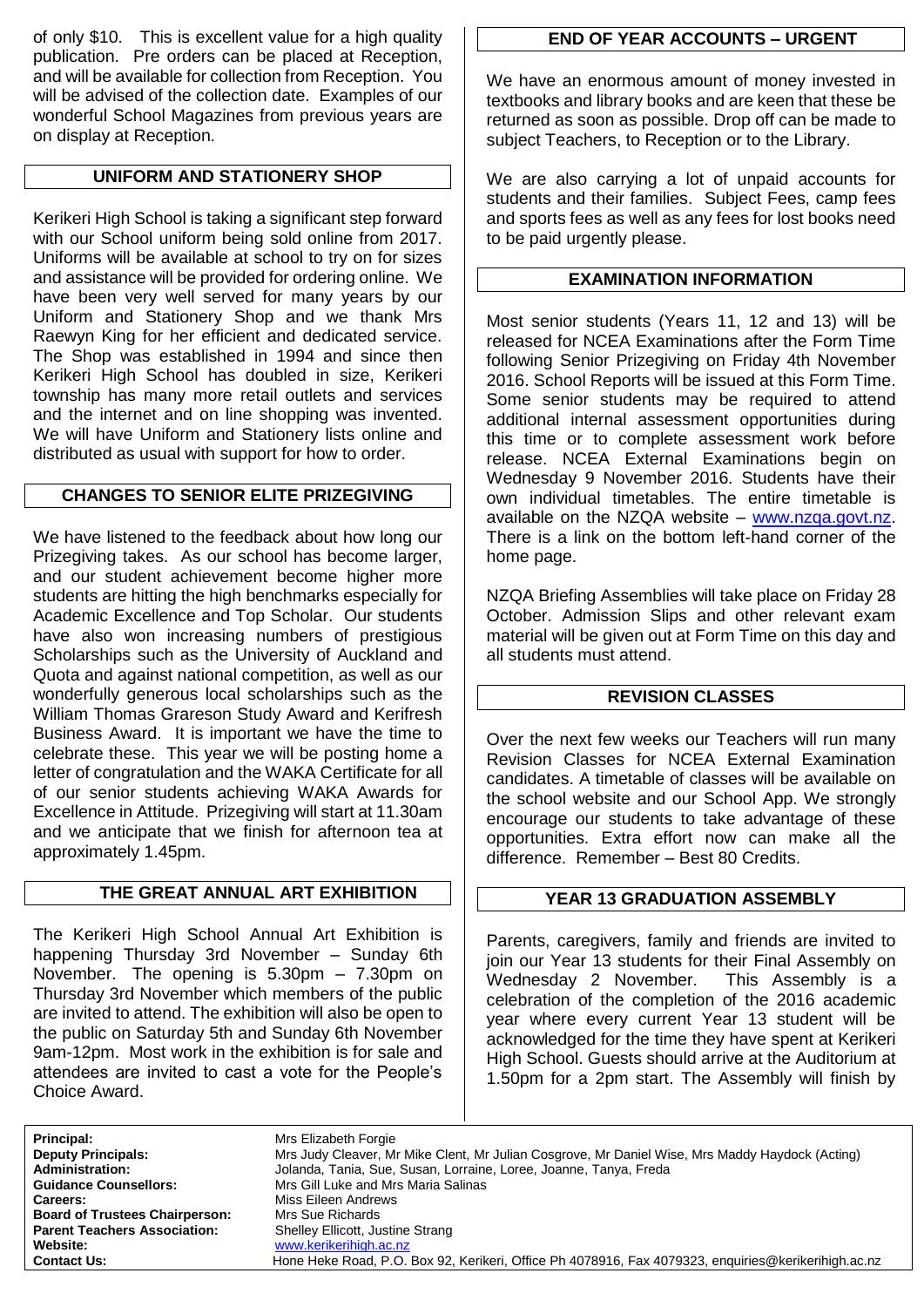of only $10. This is excellent value for a high quality publication. Pre orders can be placed at Reception, and will be available for collection from Reception. You will be advised of the collection date. Examples of our wonderful School Magazines from previous years are on display at Reception.

## UNIFORM AND STATIONERY SHOP

Kerikeri High School is taking a significant step forward with our School uniform being sold online from 2017. Uniforms will be available at school to try on for sizes and assistance will be provided for ordering online. We have been very well served for many years by our Uniform and Stationery Shop and we thank Mrs Raewyn King for her efficient and dedicated service. The Shop was established in 1994 and since then Kerikeri High School has doubled in size, Kerikeri township has many more retail outlets and services and the internet and on line shopping was invented. We will have Uniform and Stationery lists online and distributed as usual with support for how to order.

## CHANGES TO SENIOR ELITE PRIZEGIVING

We have listened to the feedback about how long our Prizegiving takes. As our school has become larger, and our student achievement become higher more students are hitting the high benchmarks especially for Academic Excellence and Top Scholar. Our students have also won increasing numbers of prestigious Scholarships such as the University of Auckland and Quota and against national competition, as well as our wonderfully generous local scholarships such as the William Thomas Grareson Study Award and Kerifresh Business Award. It is important we have the time to celebrate these. This year we will be posting home a letter of congratulation and the WAKA Certificate for all of our senior students achieving WAKA Awards for Excellence in Attitude. Prizegiving will start at 11.30am and we anticipate that we finish for afternoon tea at approximately 1.45pm.

## THE GREAT ANNUAL ART EXHIBITION

The Kerikeri High School Annual Art Exhibition is happening Thursday 3rd November – Sunday 6th November. The opening is 5.30pm – 7.30pm on Thursday 3rd November which members of the public are invited to attend. The exhibition will also be open to the public on Saturday 5th and Sunday 6th November 9am-12pm. Most work in the exhibition is for sale and attendees are invited to cast a vote for the People's Choice Award.

## END OF YEAR ACCOUNTS – URGENT

We have an enormous amount of money invested in textbooks and library books and are keen that these be returned as soon as possible. Drop off can be made to subject Teachers, to Reception or to the Library.

We are also carrying a lot of unpaid accounts for students and their families. Subject Fees, camp fees and sports fees as well as any fees for lost books need to be paid urgently please.

## EXAMINATION INFORMATION

Most senior students (Years 11, 12 and 13) will be released for NCEA Examinations after the Form Time following Senior Prizegiving on Friday 4th November 2016. School Reports will be issued at this Form Time. Some senior students may be required to attend additional internal assessment opportunities during this time or to complete assessment work before release. NCEA External Examinations begin on Wednesday 9 November 2016. Students have their own individual timetables. The entire timetable is available on the NZQA website – www.nzqa.govt.nz. There is a link on the bottom left-hand corner of the home page.

NZQA Briefing Assemblies will take place on Friday 28 October. Admission Slips and other relevant exam material will be given out at Form Time on this day and all students must attend.

## REVISION CLASSES

Over the next few weeks our Teachers will run many Revision Classes for NCEA External Examination candidates. A timetable of classes will be available on the school website and our School App. We strongly encourage our students to take advantage of these opportunities. Extra effort now can make all the difference. Remember – Best 80 Credits.

## YEAR 13 GRADUATION ASSEMBLY

Parents, caregivers, family and friends are invited to join our Year 13 students for their Final Assembly on Wednesday 2 November. This Assembly is a celebration of the completion of the 2016 academic year where every current Year 13 student will be acknowledged for the time they have spent at Kerikeri High School. Guests should arrive at the Auditorium at 1.50pm for a 2pm start. The Assembly will finish by

| | |
|---|---|
| **Principal:** | Mrs Elizabeth Forgie |
| **Deputy Principals:** | Mrs Judy Cleaver, Mr Mike Clent, Mr Julian Cosgrove, Mr Daniel Wise, Mrs Maddy Haydock (Acting) |
| **Administration:** | Jolanda, Tania, Sue, Susan, Lorraine, Loree, Joanne, Tanya, Freda |
| **Guidance Counsellors:** | Mrs Gill Luke and Mrs Maria Salinas |
| **Careers:** | Miss Eileen Andrews |
| **Board of Trustees Chairperson:** | Mrs Sue Richards |
| **Parent Teachers Association:** | Shelley Ellicott, Justine Strang |
| **Website:** | www.kerikerihigh.ac.nz |
| **Contact Us:** | Hone Heke Road, P.O. Box 92, Kerikeri, Office Ph 4078916, Fax 4079323, enquiries@kerikerihigh.ac.nz |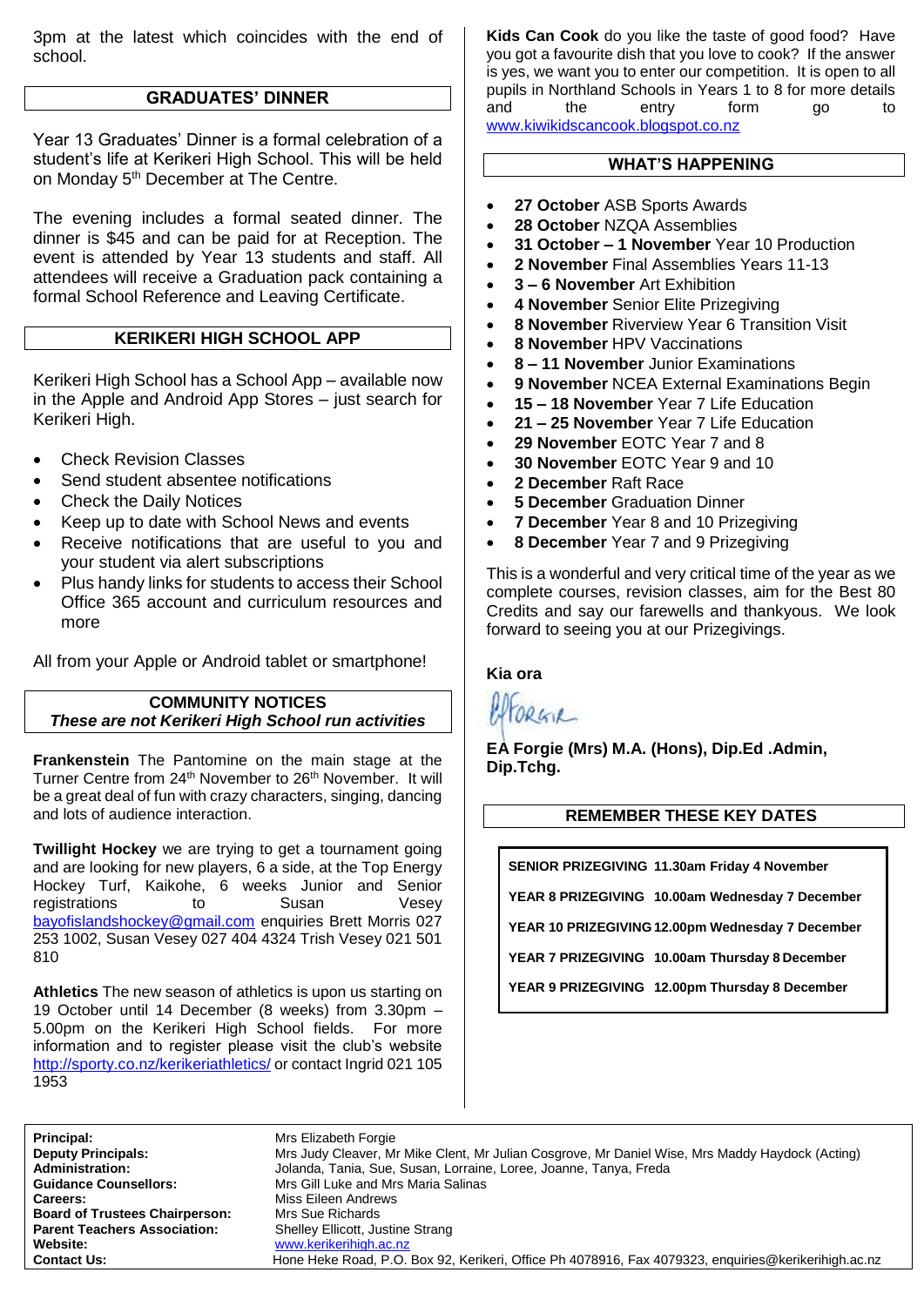3pm at the latest which coincides with the end of school.

## GRADUATES' DINNER

Year 13 Graduates' Dinner is a formal celebration of a student's life at Kerikeri High School. This will be held on Monday 5th December at The Centre.

The evening includes a formal seated dinner. The dinner is $45 and can be paid for at Reception. The event is attended by Year 13 students and staff. All attendees will receive a Graduation pack containing a formal School Reference and Leaving Certificate.

## KERIKERI HIGH SCHOOL APP

Kerikeri High School has a School App – available now in the Apple and Android App Stores – just search for Kerikeri High.

- Check Revision Classes
- Send student absentee notifications
- Check the Daily Notices
- Keep up to date with School News and events
- Receive notifications that are useful to you and your student via alert subscriptions
- Plus handy links for students to access their School Office 365 account and curriculum resources and more

All from your Apple or Android tablet or smartphone!

## COMMUNITY NOTICES

*These are not Kerikeri High School run activities*

**Frankenstein** The Pantomine on the main stage at the Turner Centre from 24th November to 26th November. It will be a great deal of fun with crazy characters, singing, dancing and lots of audience interaction.

**Twillight Hockey** we are trying to get a tournament going and are looking for new players, 6 a side, at the Top Energy Hockey Turf, Kaikohe, 6 weeks Junior and Senior registrations to Susan Vesey bayofislandshockey@gmail.com enquiries Brett Morris 027 253 1002, Susan Vesey 027 404 4324 Trish Vesey 021 501 810

**Athletics** The new season of athletics is upon us starting on 19 October until 14 December (8 weeks) from 3.30pm – 5.00pm on the Kerikeri High School fields. For more information and to register please visit the club's website http://sporty.co.nz/kerikeriathletics/ or contact Ingrid 021 105 1953

**Kids Can Cook** do you like the taste of good food? Have you got a favourite dish that you love to cook? If the answer is yes, we want you to enter our competition. It is open to all pupils in Northland Schools in Years 1 to 8 for more details and the entry form go to www.kiwikidscancook.blogspot.co.nz

## WHAT'S HAPPENING

- **27 October** ASB Sports Awards
- **28 October** NZQA Assemblies
- **31 October – 1 November** Year 10 Production
- **2 November** Final Assemblies Years 11-13
- **3 – 6 November** Art Exhibition
- **4 November** Senior Elite Prizegiving
- **8 November** Riverview Year 6 Transition Visit
- **8 November** HPV Vaccinations
- **8 – 11 November** Junior Examinations
- **9 November** NCEA External Examinations Begin
- **15 – 18 November** Year 7 Life Education
- **21 – 25 November** Year 7 Life Education
- **29 November** EOTC Year 7 and 8
- **30 November** EOTC Year 9 and 10
- **2 December** Raft Race
- **5 December** Graduation Dinner
- **7 December** Year 8 and 10 Prizegiving
- **8 December** Year 7 and 9 Prizegiving

This is a wonderful and very critical time of the year as we complete courses, revision classes, aim for the Best 80 Credits and say our farewells and thankyous. We look forward to seeing you at our Prizegivings.

**Kia ora**

EAForgie

**EA Forgie (Mrs) M.A. (Hons), Dip.Ed .Admin, Dip.Tchg.**

## REMEMBER THESE KEY DATES

| | |
|---|---|
| **SENIOR PRIZEGIVING** | **11.30am Friday 4 November** |
| **YEAR 8 PRIZEGIVING** | **10.00am Wednesday 7 December** |
| **YEAR 10 PRIZEGIVING** | **12.00pm Wednesday 7 December** |
| **YEAR 7 PRIZEGIVING** | **10.00am Thursday 8 December** |
| **YEAR 9 PRIZEGIVING** | **12.00pm Thursday 8 December** |

| | |
|---|---|
| **Principal:** | Mrs Elizabeth Forgie |
| **Deputy Principals:** | Mrs Judy Cleaver, Mr Mike Clent, Mr Julian Cosgrove, Mr Daniel Wise, Mrs Maddy Haydock (Acting) |
| **Administration:** | Jolanda, Tania, Sue, Susan, Lorraine, Loree, Joanne, Tanya, Freda |
| **Guidance Counsellors:** | Mrs Gill Luke and Mrs Maria Salinas |
| **Careers:** | Miss Eileen Andrews |
| **Board of Trustees Chairperson:** | Mrs Sue Richards |
| **Parent Teachers Association:** | Shelley Ellicott, Justine Strang |
| **Website:** | www.kerikerihigh.ac.nz |
| **Contact Us:** | Hone Heke Road, P.O. Box 92, Kerikeri, Office Ph 4078916, Fax 4079323, enquiries@kerikerihigh.ac.nz |